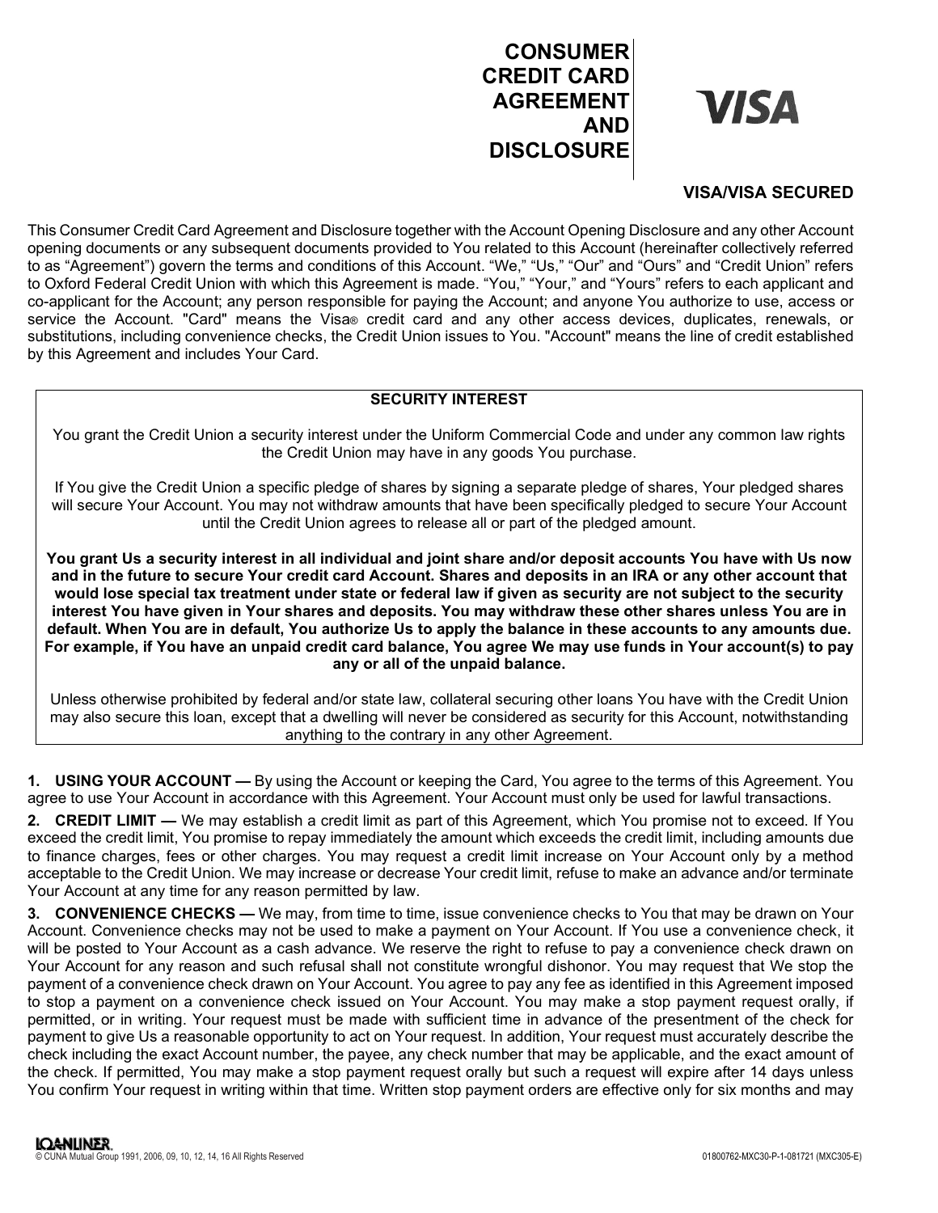# CONSUMER CREDIT CARD AGREEMENT AND DISCLOSURE

VISA

**VISA/VISA SECURED**

This Consumer Credit Card Agreement and Disclosure together with the Account Opening Disclosure and any other Account opening documents or any subsequent documents provided to You related to this Account (hereinafter collectively referred to as "Agreement") govern the terms and conditions of this Account. "We," "Us," "Our" and "Ours" and "Credit Union" refers to Oxford Federal Credit Union with which this Agreement is made. "You," "Your," and "Yours" refers to each applicant and co-applicant for the Account; any person responsible for paying the Account; and anyone You authorize to use, access or service the Account. "Card" means the Visa® credit card and any other access devices, duplicates, renewals, or substitutions, including convenience checks, the Credit Union issues to You. "Account" means the line of credit established by this Agreement and includes Your Card.

**SECURITY INTEREST**

You grant the Credit Union a security interest under the Uniform Commercial Code and under any common law rights the Credit Union may have in any goods You purchase.

If You give the Credit Union a specific pledge of shares by signing a separate pledge of shares, Your pledged shares will secure Your Account. You may not withdraw amounts that have been specifically pledged to secure Your Account until the Credit Union agrees to release all or part of the pledged amount.

**You grant Us a security interest in all individual and joint share and/or deposit accounts You have with Us now and in the future to secure Your credit card Account. Shares and deposits in an IRA or any other account that would lose special tax treatment under state or federal law if given as security are not subject to the security interest You have given in Your shares and deposits. You may withdraw these other shares unless You are in default. When You are in default, You authorize Us to apply the balance in these accounts to any amounts due. For example, if You have an unpaid credit card balance, You agree We may use funds in Your account(s) to pay any or all of the unpaid balance.**

Unless otherwise prohibited by federal and/or state law, collateral securing other loans You have with the Credit Union may also secure this loan, except that a dwelling will never be considered as security for this Account, notwithstanding anything to the contrary in any other Agreement.

**1. USING YOUR ACCOUNT —** By using the Account or keeping the Card, You agree to the terms of this Agreement. You agree to use Your Account in accordance with this Agreement. Your Account must only be used for lawful transactions.

**2. CREDIT LIMIT —** We may establish a credit limit as part of this Agreement, which You promise not to exceed. If You exceed the credit limit, You promise to repay immediately the amount which exceeds the credit limit, including amounts due to finance charges, fees or other charges. You may request a credit limit increase on Your Account only by a method acceptable to the Credit Union. We may increase or decrease Your credit limit, refuse to make an advance and/or terminate Your Account at any time for any reason permitted by law.

**3. CONVENIENCE CHECKS —** We may, from time to time, issue convenience checks to You that may be drawn on Your Account. Convenience checks may not be used to make a payment on Your Account. If You use a convenience check, it will be posted to Your Account as a cash advance. We reserve the right to refuse to pay a convenience check drawn on Your Account for any reason and such refusal shall not constitute wrongful dishonor. You may request that We stop the payment of a convenience check drawn on Your Account. You agree to pay any fee as identified in this Agreement imposed to stop a payment on a convenience check issued on Your Account. You may make a stop payment request orally, if permitted, or in writing. Your request must be made with sufficient time in advance of the presentment of the check for payment to give Us a reasonable opportunity to act on Your request. In addition, Your request must accurately describe the check including the exact Account number, the payee, any check number that may be applicable, and the exact amount of the check. If permitted, You may make a stop payment request orally but such a request will expire after 14 days unless You confirm Your request in writing within that time. Written stop payment orders are effective only for six months and may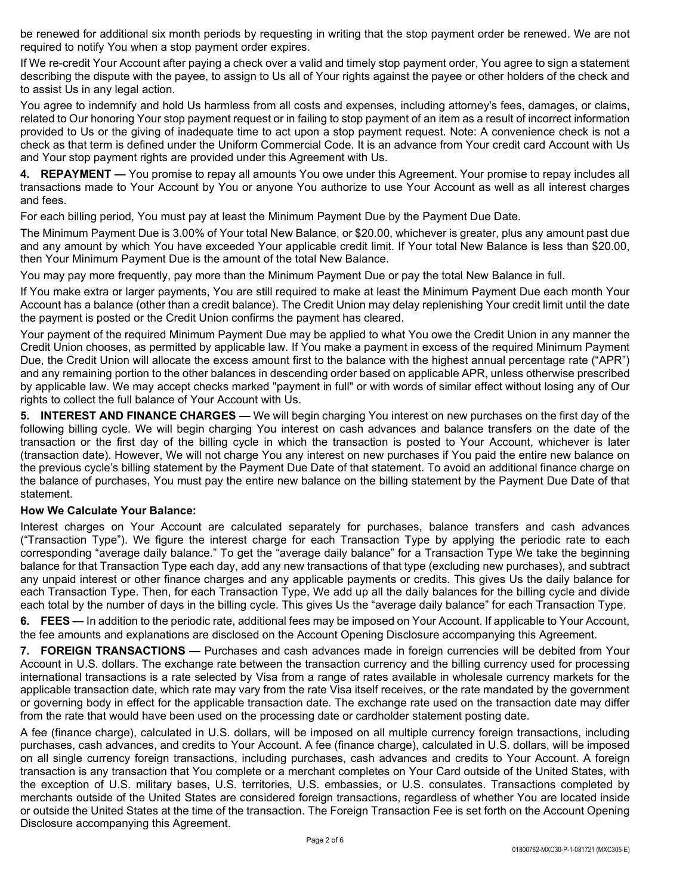be renewed for additional six month periods by requesting in writing that the stop payment order be renewed. We are not required to notify You when a stop payment order expires.

If We re-credit Your Account after paying a check over a valid and timely stop payment order, You agree to sign a statement describing the dispute with the payee, to assign to Us all of Your rights against the payee or other holders of the check and to assist Us in any legal action.

You agree to indemnify and hold Us harmless from all costs and expenses, including attorney's fees, damages, or claims, related to Our honoring Your stop payment request or in failing to stop payment of an item as a result of incorrect information provided to Us or the giving of inadequate time to act upon a stop payment request. Note: A convenience check is not a check as that term is defined under the Uniform Commercial Code. It is an advance from Your credit card Account with Us and Your stop payment rights are provided under this Agreement with Us.

**4. REPAYMENT —** You promise to repay all amounts You owe under this Agreement. Your promise to repay includes all transactions made to Your Account by You or anyone You authorize to use Your Account as well as all interest charges and fees.

For each billing period, You must pay at least the Minimum Payment Due by the Payment Due Date.

The Minimum Payment Due is 3.00% of Your total New Balance, or $20.00, whichever is greater, plus any amount past due and any amount by which You have exceeded Your applicable credit limit. If Your total New Balance is less than $20.00, then Your Minimum Payment Due is the amount of the total New Balance.

You may pay more frequently, pay more than the Minimum Payment Due or pay the total New Balance in full.

If You make extra or larger payments, You are still required to make at least the Minimum Payment Due each month Your Account has a balance (other than a credit balance). The Credit Union may delay replenishing Your credit limit until the date the payment is posted or the Credit Union confirms the payment has cleared.

Your payment of the required Minimum Payment Due may be applied to what You owe the Credit Union in any manner the Credit Union chooses, as permitted by applicable law. If You make a payment in excess of the required Minimum Payment Due, the Credit Union will allocate the excess amount first to the balance with the highest annual percentage rate ("APR") and any remaining portion to the other balances in descending order based on applicable APR, unless otherwise prescribed by applicable law. We may accept checks marked "payment in full" or with words of similar effect without losing any of Our rights to collect the full balance of Your Account with Us.

**5. INTEREST AND FINANCE CHARGES —** We will begin charging You interest on new purchases on the first day of the following billing cycle. We will begin charging You interest on cash advances and balance transfers on the date of the transaction or the first day of the billing cycle in which the transaction is posted to Your Account, whichever is later (transaction date). However, We will not charge You any interest on new purchases if You paid the entire new balance on the previous cycle's billing statement by the Payment Due Date of that statement. To avoid an additional finance charge on the balance of purchases, You must pay the entire new balance on the billing statement by the Payment Due Date of that statement.

**How We Calculate Your Balance:**

Interest charges on Your Account are calculated separately for purchases, balance transfers and cash advances ("Transaction Type"). We figure the interest charge for each Transaction Type by applying the periodic rate to each corresponding "average daily balance." To get the "average daily balance" for a Transaction Type We take the beginning balance for that Transaction Type each day, add any new transactions of that type (excluding new purchases), and subtract any unpaid interest or other finance charges and any applicable payments or credits. This gives Us the daily balance for each Transaction Type. Then, for each Transaction Type, We add up all the daily balances for the billing cycle and divide each total by the number of days in the billing cycle. This gives Us the "average daily balance" for each Transaction Type.

**6. FEES —** In addition to the periodic rate, additional fees may be imposed on Your Account. If applicable to Your Account, the fee amounts and explanations are disclosed on the Account Opening Disclosure accompanying this Agreement.

**7. FOREIGN TRANSACTIONS —** Purchases and cash advances made in foreign currencies will be debited from Your Account in U.S. dollars. The exchange rate between the transaction currency and the billing currency used for processing international transactions is a rate selected by Visa from a range of rates available in wholesale currency markets for the applicable transaction date, which rate may vary from the rate Visa itself receives, or the rate mandated by the government or governing body in effect for the applicable transaction date. The exchange rate used on the transaction date may differ from the rate that would have been used on the processing date or cardholder statement posting date.

A fee (finance charge), calculated in U.S. dollars, will be imposed on all multiple currency foreign transactions, including purchases, cash advances, and credits to Your Account. A fee (finance charge), calculated in U.S. dollars, will be imposed on all single currency foreign transactions, including purchases, cash advances and credits to Your Account. A foreign transaction is any transaction that You complete or a merchant completes on Your Card outside of the United States, with the exception of U.S. military bases, U.S. territories, U.S. embassies, or U.S. consulates. Transactions completed by merchants outside of the United States are considered foreign transactions, regardless of whether You are located inside or outside the United States at the time of the transaction. The Foreign Transaction Fee is set forth on the Account Opening Disclosure accompanying this Agreement.

01800762-MXC30-P-1-081721 (MXC305-E)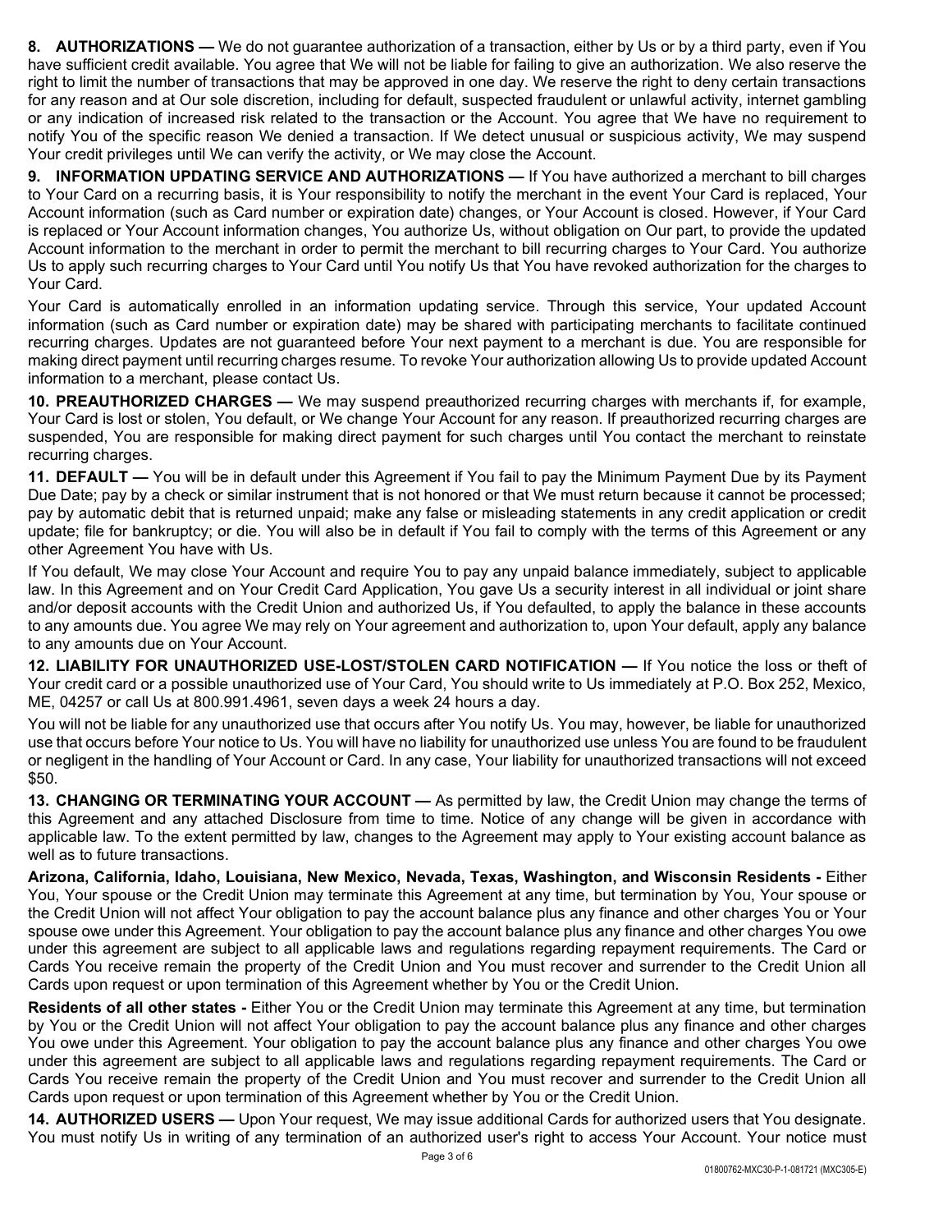**8. AUTHORIZATIONS —** We do not guarantee authorization of a transaction, either by Us or by a third party, even if You have sufficient credit available. You agree that We will not be liable for failing to give an authorization. We also reserve the right to limit the number of transactions that may be approved in one day. We reserve the right to deny certain transactions for any reason and at Our sole discretion, including for default, suspected fraudulent or unlawful activity, internet gambling or any indication of increased risk related to the transaction or the Account. You agree that We have no requirement to notify You of the specific reason We denied a transaction. If We detect unusual or suspicious activity, We may suspend Your credit privileges until We can verify the activity, or We may close the Account.

**9. INFORMATION UPDATING SERVICE AND AUTHORIZATIONS —** If You have authorized a merchant to bill charges to Your Card on a recurring basis, it is Your responsibility to notify the merchant in the event Your Card is replaced, Your Account information (such as Card number or expiration date) changes, or Your Account is closed. However, if Your Card is replaced or Your Account information changes, You authorize Us, without obligation on Our part, to provide the updated Account information to the merchant in order to permit the merchant to bill recurring charges to Your Card. You authorize Us to apply such recurring charges to Your Card until You notify Us that You have revoked authorization for the charges to Your Card.

Your Card is automatically enrolled in an information updating service. Through this service, Your updated Account information (such as Card number or expiration date) may be shared with participating merchants to facilitate continued recurring charges. Updates are not guaranteed before Your next payment to a merchant is due. You are responsible for making direct payment until recurring charges resume. To revoke Your authorization allowing Us to provide updated Account information to a merchant, please contact Us.

**10. PREAUTHORIZED CHARGES —** We may suspend preauthorized recurring charges with merchants if, for example, Your Card is lost or stolen, You default, or We change Your Account for any reason. If preauthorized recurring charges are suspended, You are responsible for making direct payment for such charges until You contact the merchant to reinstate recurring charges.

**11. DEFAULT —** You will be in default under this Agreement if You fail to pay the Minimum Payment Due by its Payment Due Date; pay by a check or similar instrument that is not honored or that We must return because it cannot be processed; pay by automatic debit that is returned unpaid; make any false or misleading statements in any credit application or credit update; file for bankruptcy; or die. You will also be in default if You fail to comply with the terms of this Agreement or any other Agreement You have with Us.

If You default, We may close Your Account and require You to pay any unpaid balance immediately, subject to applicable law. In this Agreement and on Your Credit Card Application, You gave Us a security interest in all individual or joint share and/or deposit accounts with the Credit Union and authorized Us, if You defaulted, to apply the balance in these accounts to any amounts due. You agree We may rely on Your agreement and authorization to, upon Your default, apply any balance to any amounts due on Your Account.

**12. LIABILITY FOR UNAUTHORIZED USE-LOST/STOLEN CARD NOTIFICATION —** If You notice the loss or theft of Your credit card or a possible unauthorized use of Your Card, You should write to Us immediately at P.O. Box 252, Mexico, ME, 04257 or call Us at 800.991.4961, seven days a week 24 hours a day.

You will not be liable for any unauthorized use that occurs after You notify Us. You may, however, be liable for unauthorized use that occurs before Your notice to Us. You will have no liability for unauthorized use unless You are found to be fraudulent or negligent in the handling of Your Account or Card. In any case, Your liability for unauthorized transactions will not exceed $50.

**13. CHANGING OR TERMINATING YOUR ACCOUNT —** As permitted by law, the Credit Union may change the terms of this Agreement and any attached Disclosure from time to time. Notice of any change will be given in accordance with applicable law. To the extent permitted by law, changes to the Agreement may apply to Your existing account balance as well as to future transactions.

**Arizona, California, Idaho, Louisiana, New Mexico, Nevada, Texas, Washington, and Wisconsin Residents -** Either You, Your spouse or the Credit Union may terminate this Agreement at any time, but termination by You, Your spouse or the Credit Union will not affect Your obligation to pay the account balance plus any finance and other charges You or Your spouse owe under this Agreement. Your obligation to pay the account balance plus any finance and other charges You owe under this agreement are subject to all applicable laws and regulations regarding repayment requirements. The Card or Cards You receive remain the property of the Credit Union and You must recover and surrender to the Credit Union all Cards upon request or upon termination of this Agreement whether by You or the Credit Union.

**Residents of all other states -** Either You or the Credit Union may terminate this Agreement at any time, but termination by You or the Credit Union will not affect Your obligation to pay the account balance plus any finance and other charges You owe under this Agreement. Your obligation to pay the account balance plus any finance and other charges You owe under this agreement are subject to all applicable laws and regulations regarding repayment requirements. The Card or Cards You receive remain the property of the Credit Union and You must recover and surrender to the Credit Union all Cards upon request or upon termination of this Agreement whether by You or the Credit Union.

**14. AUTHORIZED USERS —** Upon Your request, We may issue additional Cards for authorized users that You designate. You must notify Us in writing of any termination of an authorized user's right to access Your Account. Your notice must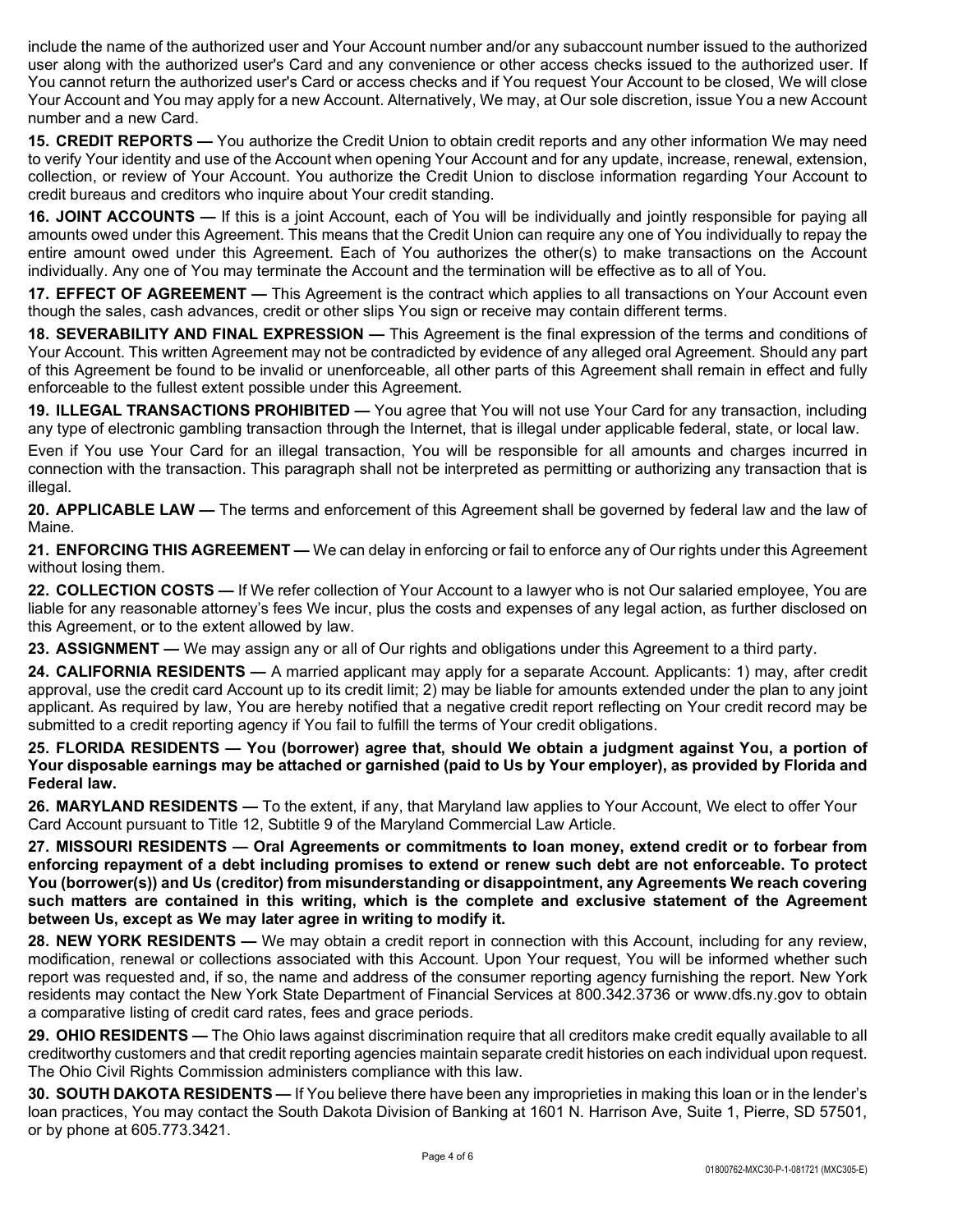include the name of the authorized user and Your Account number and/or any subaccount number issued to the authorized user along with the authorized user's Card and any convenience or other access checks issued to the authorized user. If You cannot return the authorized user's Card or access checks and if You request Your Account to be closed, We will close Your Account and You may apply for a new Account. Alternatively, We may, at Our sole discretion, issue You a new Account number and a new Card.

**15. CREDIT REPORTS —** You authorize the Credit Union to obtain credit reports and any other information We may need to verify Your identity and use of the Account when opening Your Account and for any update, increase, renewal, extension, collection, or review of Your Account. You authorize the Credit Union to disclose information regarding Your Account to credit bureaus and creditors who inquire about Your credit standing.

**16. JOINT ACCOUNTS —** If this is a joint Account, each of You will be individually and jointly responsible for paying all amounts owed under this Agreement. This means that the Credit Union can require any one of You individually to repay the entire amount owed under this Agreement. Each of You authorizes the other(s) to make transactions on the Account individually. Any one of You may terminate the Account and the termination will be effective as to all of You.

**17. EFFECT OF AGREEMENT —** This Agreement is the contract which applies to all transactions on Your Account even though the sales, cash advances, credit or other slips You sign or receive may contain different terms.

**18. SEVERABILITY AND FINAL EXPRESSION —** This Agreement is the final expression of the terms and conditions of Your Account. This written Agreement may not be contradicted by evidence of any alleged oral Agreement. Should any part of this Agreement be found to be invalid or unenforceable, all other parts of this Agreement shall remain in effect and fully enforceable to the fullest extent possible under this Agreement.

**19. ILLEGAL TRANSACTIONS PROHIBITED —** You agree that You will not use Your Card for any transaction, including any type of electronic gambling transaction through the Internet, that is illegal under applicable federal, state, or local law.

Even if You use Your Card for an illegal transaction, You will be responsible for all amounts and charges incurred in connection with the transaction. This paragraph shall not be interpreted as permitting or authorizing any transaction that is illegal.

**20. APPLICABLE LAW —** The terms and enforcement of this Agreement shall be governed by federal law and the law of Maine.

**21. ENFORCING THIS AGREEMENT —** We can delay in enforcing or fail to enforce any of Our rights under this Agreement without losing them.

**22. COLLECTION COSTS —** If We refer collection of Your Account to a lawyer who is not Our salaried employee, You are liable for any reasonable attorney's fees We incur, plus the costs and expenses of any legal action, as further disclosed on this Agreement, or to the extent allowed by law.

**23. ASSIGNMENT —** We may assign any or all of Our rights and obligations under this Agreement to a third party.

**24. CALIFORNIA RESIDENTS —** A married applicant may apply for a separate Account. Applicants: 1) may, after credit approval, use the credit card Account up to its credit limit; 2) may be liable for amounts extended under the plan to any joint applicant. As required by law, You are hereby notified that a negative credit report reflecting on Your credit record may be submitted to a credit reporting agency if You fail to fulfill the terms of Your credit obligations.

**25. FLORIDA RESIDENTS — You (borrower) agree that, should We obtain a judgment against You, a portion of Your disposable earnings may be attached or garnished (paid to Us by Your employer), as provided by Florida and Federal law.**

**26. MARYLAND RESIDENTS —** To the extent, if any, that Maryland law applies to Your Account, We elect to offer Your Card Account pursuant to Title 12, Subtitle 9 of the Maryland Commercial Law Article.

**27. MISSOURI RESIDENTS — Oral Agreements or commitments to loan money, extend credit or to forbear from enforcing repayment of a debt including promises to extend or renew such debt are not enforceable. To protect You (borrower(s)) and Us (creditor) from misunderstanding or disappointment, any Agreements We reach covering such matters are contained in this writing, which is the complete and exclusive statement of the Agreement between Us, except as We may later agree in writing to modify it.**

**28. NEW YORK RESIDENTS —** We may obtain a credit report in connection with this Account, including for any review, modification, renewal or collections associated with this Account. Upon Your request, You will be informed whether such report was requested and, if so, the name and address of the consumer reporting agency furnishing the report. New York residents may contact the New York State Department of Financial Services at 800.342.3736 or www.dfs.ny.gov to obtain a comparative listing of credit card rates, fees and grace periods.

**29. OHIO RESIDENTS —** The Ohio laws against discrimination require that all creditors make credit equally available to all creditworthy customers and that credit reporting agencies maintain separate credit histories on each individual upon request. The Ohio Civil Rights Commission administers compliance with this law.

**30. SOUTH DAKOTA RESIDENTS —** If You believe there have been any improprieties in making this loan or in the lender's loan practices, You may contact the South Dakota Division of Banking at 1601 N. Harrison Ave, Suite 1, Pierre, SD 57501, or by phone at 605.773.3421.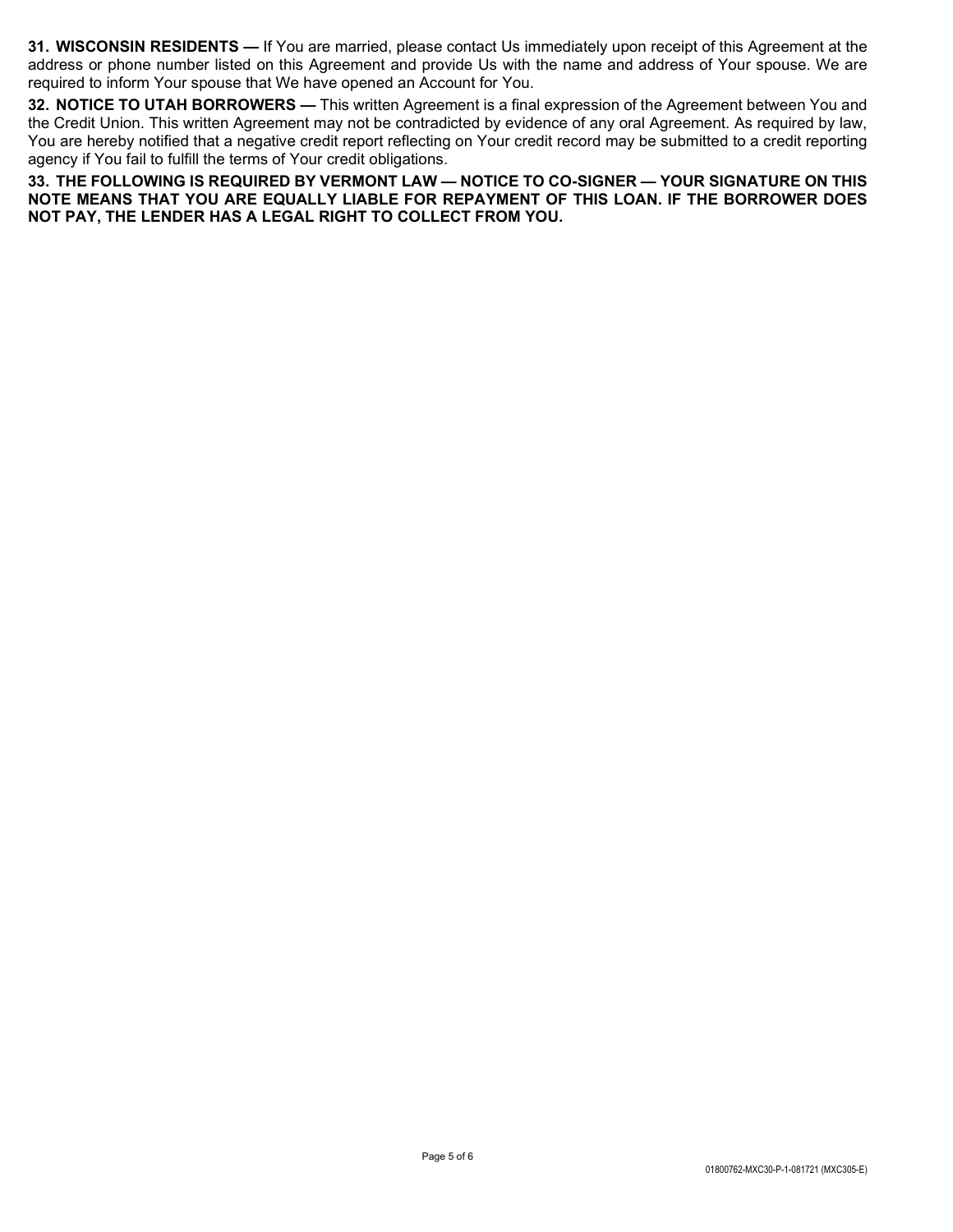**31. WISCONSIN RESIDENTS —** If You are married, please contact Us immediately upon receipt of this Agreement at the address or phone number listed on this Agreement and provide Us with the name and address of Your spouse. We are required to inform Your spouse that We have opened an Account for You.

**32. NOTICE TO UTAH BORROWERS —** This written Agreement is a final expression of the Agreement between You and the Credit Union. This written Agreement may not be contradicted by evidence of any oral Agreement. As required by law, You are hereby notified that a negative credit report reflecting on Your credit record may be submitted to a credit reporting agency if You fail to fulfill the terms of Your credit obligations.

**33. THE FOLLOWING IS REQUIRED BY VERMONT LAW — NOTICE TO CO-SIGNER — YOUR SIGNATURE ON THIS NOTE MEANS THAT YOU ARE EQUALLY LIABLE FOR REPAYMENT OF THIS LOAN. IF THE BORROWER DOES NOT PAY, THE LENDER HAS A LEGAL RIGHT TO COLLECT FROM YOU.**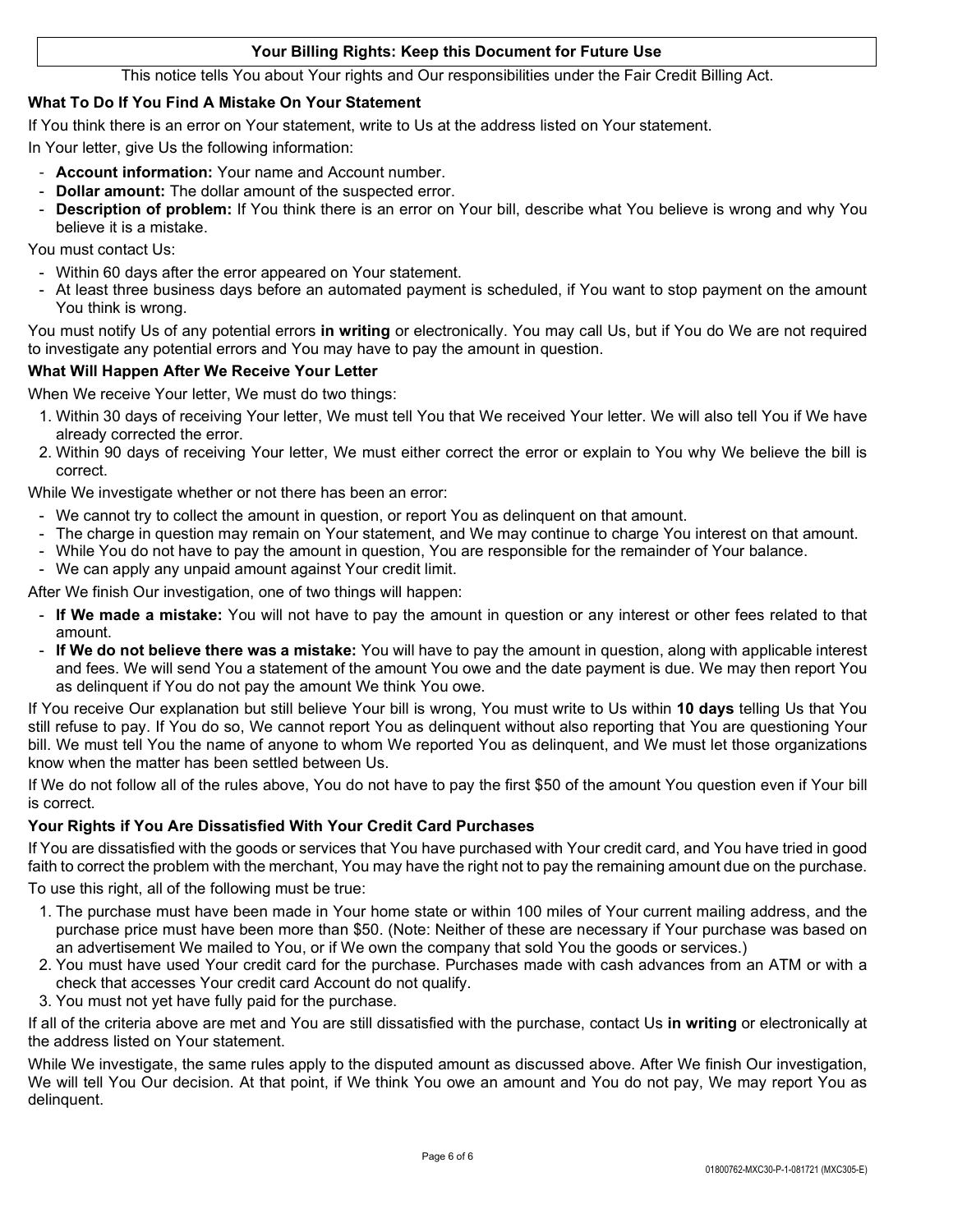## Your Billing Rights: Keep this Document for Future Use

This notice tells You about Your rights and Our responsibilities under the Fair Credit Billing Act.

### What To Do If You Find A Mistake On Your Statement

If You think there is an error on Your statement, write to Us at the address listed on Your statement.

In Your letter, give Us the following information:

- **Account information:** Your name and Account number.
- **Dollar amount:** The dollar amount of the suspected error.
- **Description of problem:** If You think there is an error on Your bill, describe what You believe is wrong and why You believe it is a mistake.

You must contact Us:

- Within 60 days after the error appeared on Your statement.
- At least three business days before an automated payment is scheduled, if You want to stop payment on the amount You think is wrong.

You must notify Us of any potential errors **in writing** or electronically. You may call Us, but if You do We are not required to investigate any potential errors and You may have to pay the amount in question.

### What Will Happen After We Receive Your Letter

When We receive Your letter, We must do two things:

1. Within 30 days of receiving Your letter, We must tell You that We received Your letter. We will also tell You if We have already corrected the error.
2. Within 90 days of receiving Your letter, We must either correct the error or explain to You why We believe the bill is correct.

While We investigate whether or not there has been an error:

- We cannot try to collect the amount in question, or report You as delinquent on that amount.
- The charge in question may remain on Your statement, and We may continue to charge You interest on that amount.
- While You do not have to pay the amount in question, You are responsible for the remainder of Your balance.
- We can apply any unpaid amount against Your credit limit.

After We finish Our investigation, one of two things will happen:

- **If We made a mistake:** You will not have to pay the amount in question or any interest or other fees related to that amount.
- **If We do not believe there was a mistake:** You will have to pay the amount in question, along with applicable interest and fees. We will send You a statement of the amount You owe and the date payment is due. We may then report You as delinquent if You do not pay the amount We think You owe.

If You receive Our explanation but still believe Your bill is wrong, You must write to Us within **10 days** telling Us that You still refuse to pay. If You do so, We cannot report You as delinquent without also reporting that You are questioning Your bill. We must tell You the name of anyone to whom We reported You as delinquent, and We must let those organizations know when the matter has been settled between Us.

If We do not follow all of the rules above, You do not have to pay the first $50 of the amount You question even if Your bill is correct.

### Your Rights if You Are Dissatisfied With Your Credit Card Purchases

If You are dissatisfied with the goods or services that You have purchased with Your credit card, and You have tried in good faith to correct the problem with the merchant, You may have the right not to pay the remaining amount due on the purchase.

To use this right, all of the following must be true:

1. The purchase must have been made in Your home state or within 100 miles of Your current mailing address, and the purchase price must have been more than $50. (Note: Neither of these are necessary if Your purchase was based on an advertisement We mailed to You, or if We own the company that sold You the goods or services.)
2. You must have used Your credit card for the purchase. Purchases made with cash advances from an ATM or with a check that accesses Your credit card Account do not qualify.
3. You must not yet have fully paid for the purchase.

If all of the criteria above are met and You are still dissatisfied with the purchase, contact Us **in writing** or electronically at the address listed on Your statement.

While We investigate, the same rules apply to the disputed amount as discussed above. After We finish Our investigation, We will tell You Our decision. At that point, if We think You owe an amount and You do not pay, We may report You as delinquent.

01800762-MXC30-P-1-081721 (MXC305-E)